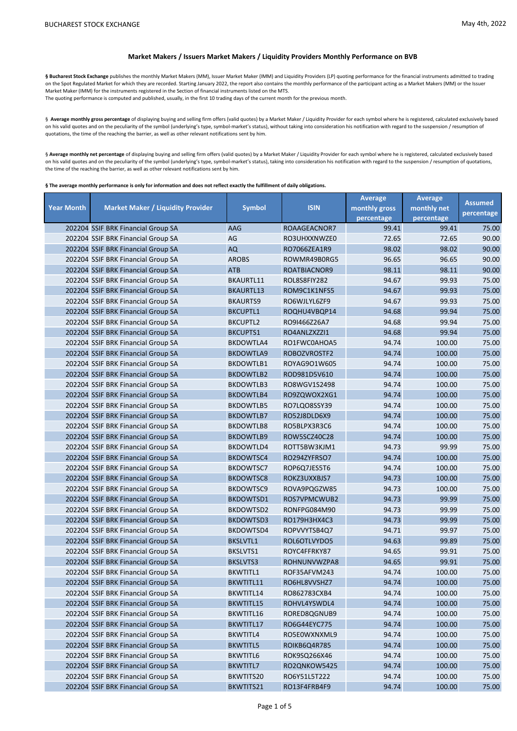## Market Makers / Issuers Market Makers / Liquidity Providers Monthly Performance on BVB

§ **Bucharest Stock Exchange** publishes the monthly Market Makers (MM), Issuer Market Maker (IMM) and Liquidity Providers (LP) quoting performance for the financial instruments admitted to trading on the Spot Regulated Market for which they are recorded. Starting January 2022, the report also contains the monthly performance of the participant acting as a Market Makers (MM) or the Issuer Market Maker (IMM) for the instruments registered in the Section of financial instruments listed on the MTS.
The quoting performance is computed and published, usually, in the first 10 trading days of the current month for the previous month.

§ **Average monthly gross percentage** of displaying buying and selling firm offers (valid quotes) by a Market Maker / Liquidity Provider for each symbol where he is registered, calculated exclusively based on his valid quotes and on the peculiarity of the symbol (underlying's type, symbol-market's status), without taking into consideration his notification with regard to the suspension / resumption of quotations, the time of the reaching the barrier, as well as other relevant notifications sent by him.

§ **Average monthly net percentage** of displaying buying and selling firm offers (valid quotes) by a Market Maker / Liquidity Provider for each symbol where he is registered, calculated exclusively based on his valid quotes and on the peculiarity of the symbol (underlying's type, symbol-market's status), taking into consideration his notification with regard to the suspension / resumption of quotations, the time of the reaching the barrier, as well as other relevant notifications sent by him.

**§ The average monthly performance is only for information and does not reflect exactly the fulfillment of daily obligations.**

| Year Month | Market Maker / Liquidity Provider | Symbol | ISIN | Average monthly gross percentage | Average monthly net percentage | Assumed percentage |
|---|---|---|---|---|---|---|
| 202204 | SSIF BRK Financial Group SA | AAG | ROAAGEACNOR7 | 99.41 | 99.41 | 75.00 |
| 202204 | SSIF BRK Financial Group SA | AG | RO3UHXXNWZE0 | 72.65 | 72.65 | 90.00 |
| 202204 | SSIF BRK Financial Group SA | AQ | RO7066ZEA1R9 | 98.02 | 98.02 | 90.00 |
| 202204 | SSIF BRK Financial Group SA | AROBS | ROWMR49B0RG5 | 96.65 | 96.65 | 90.00 |
| 202204 | SSIF BRK Financial Group SA | ATB | ROATBIACNOR9 | 98.11 | 98.11 | 90.00 |
| 202204 | SSIF BRK Financial Group SA | BKAURTL11 | ROL8S8FIY282 | 94.67 | 99.93 | 75.00 |
| 202204 | SSIF BRK Financial Group SA | BKAURTL13 | ROM9C1K1NFS5 | 94.67 | 99.93 | 75.00 |
| 202204 | SSIF BRK Financial Group SA | BKAURTS9 | RO6WJLYL6ZF9 | 94.67 | 99.93 | 75.00 |
| 202204 | SSIF BRK Financial Group SA | BKCUPTL1 | ROQHU4VBQP14 | 94.68 | 99.94 | 75.00 |
| 202204 | SSIF BRK Financial Group SA | BKCUPTL2 | RO9I466Z26A7 | 94.68 | 99.94 | 75.00 |
| 202204 | SSIF BRK Financial Group SA | BKCUPTS1 | RO4ANLZXZZI1 | 94.68 | 99.94 | 75.00 |
| 202204 | SSIF BRK Financial Group SA | BKDOWTLA4 | RO1FWC0AHOA5 | 94.74 | 100.00 | 75.00 |
| 202204 | SSIF BRK Financial Group SA | BKDOWTLA9 | ROBOZVROSTF2 | 94.74 | 100.00 | 75.00 |
| 202204 | SSIF BRK Financial Group SA | BKDOWTLB1 | ROYAG9O1W605 | 94.74 | 100.00 | 75.00 |
| 202204 | SSIF BRK Financial Group SA | BKDOWTLB2 | ROD981D5V610 | 94.74 | 100.00 | 75.00 |
| 202204 | SSIF BRK Financial Group SA | BKDOWTLB3 | RO8WGV1S2498 | 94.74 | 100.00 | 75.00 |
| 202204 | SSIF BRK Financial Group SA | BKDOWTLB4 | RO9ZQWOX2XG1 | 94.74 | 100.00 | 75.00 |
| 202204 | SSIF BRK Financial Group SA | BKDOWTLB5 | RO7LQO8SSY39 | 94.74 | 100.00 | 75.00 |
| 202204 | SSIF BRK Financial Group SA | BKDOWTLB7 | RO52J8DLD6X9 | 94.74 | 100.00 | 75.00 |
| 202204 | SSIF BRK Financial Group SA | BKDOWTLB8 | RO5BLPX3R3C6 | 94.74 | 100.00 | 75.00 |
| 202204 | SSIF BRK Financial Group SA | BKDOWTLB9 | ROW5SCZ40C28 | 94.74 | 100.00 | 75.00 |
| 202204 | SSIF BRK Financial Group SA | BKDOWTLD4 | ROTT5BW3KJM1 | 94.73 | 99.99 | 75.00 |
| 202204 | SSIF BRK Financial Group SA | BKDOWTSC4 | RO294ZYFRSO7 | 94.74 | 100.00 | 75.00 |
| 202204 | SSIF BRK Financial Group SA | BKDOWTSC7 | ROP6Q7JES5T6 | 94.74 | 100.00 | 75.00 |
| 202204 | SSIF BRK Financial Group SA | BKDOWTSC8 | ROKZ3UXXBJS7 | 94.73 | 100.00 | 75.00 |
| 202204 | SSIF BRK Financial Group SA | BKDOWTSC9 | ROVA9PQGZW85 | 94.73 | 100.00 | 75.00 |
| 202204 | SSIF BRK Financial Group SA | BKDOWTSD1 | ROS7VPMCWUB2 | 94.73 | 99.99 | 75.00 |
| 202204 | SSIF BRK Financial Group SA | BKDOWTSD2 | RONFPG084M90 | 94.73 | 99.99 | 75.00 |
| 202204 | SSIF BRK Financial Group SA | BKDOWTSD3 | RO179H3HX4C3 | 94.73 | 99.99 | 75.00 |
| 202204 | SSIF BRK Financial Group SA | BKDOWTSD4 | ROPVVYTSB4Q7 | 94.71 | 99.97 | 75.00 |
| 202204 | SSIF BRK Financial Group SA | BKSLVTL1 | ROL6OTLVYDO5 | 94.63 | 99.89 | 75.00 |
| 202204 | SSIF BRK Financial Group SA | BKSLVTS1 | ROYC4FFRKY87 | 94.65 | 99.91 | 75.00 |
| 202204 | SSIF BRK Financial Group SA | BKSLVTS3 | ROHNUNVWZPA8 | 94.65 | 99.91 | 75.00 |
| 202204 | SSIF BRK Financial Group SA | BKWTITL1 | ROF35AFVM243 | 94.74 | 100.00 | 75.00 |
| 202204 | SSIF BRK Financial Group SA | BKWTITL11 | RO6HL8VVSHZ7 | 94.74 | 100.00 | 75.00 |
| 202204 | SSIF BRK Financial Group SA | BKWTITL14 | RO862783CXB4 | 94.74 | 100.00 | 75.00 |
| 202204 | SSIF BRK Financial Group SA | BKWTITL15 | ROHVL4YSWDL4 | 94.74 | 100.00 | 75.00 |
| 202204 | SSIF BRK Financial Group SA | BKWTITL16 | RORED8QGNUB9 | 94.74 | 100.00 | 75.00 |
| 202204 | SSIF BRK Financial Group SA | BKWTITL17 | RO6G44EYC775 | 94.74 | 100.00 | 75.00 |
| 202204 | SSIF BRK Financial Group SA | BKWTITL4 | RO5E0WXNXML9 | 94.74 | 100.00 | 75.00 |
| 202204 | SSIF BRK Financial Group SA | BKWTITL5 | ROIKB6Q4R785 | 94.74 | 100.00 | 75.00 |
| 202204 | SSIF BRK Financial Group SA | BKWTITL6 | ROK9SQ266X46 | 94.74 | 100.00 | 75.00 |
| 202204 | SSIF BRK Financial Group SA | BKWTITL7 | RO2QNKOW5425 | 94.74 | 100.00 | 75.00 |
| 202204 | SSIF BRK Financial Group SA | BKWTITS20 | RO6Y51L5T222 | 94.74 | 100.00 | 75.00 |
| 202204 | SSIF BRK Financial Group SA | BKWTITS21 | RO13F4FRB4F9 | 94.74 | 100.00 | 75.00 |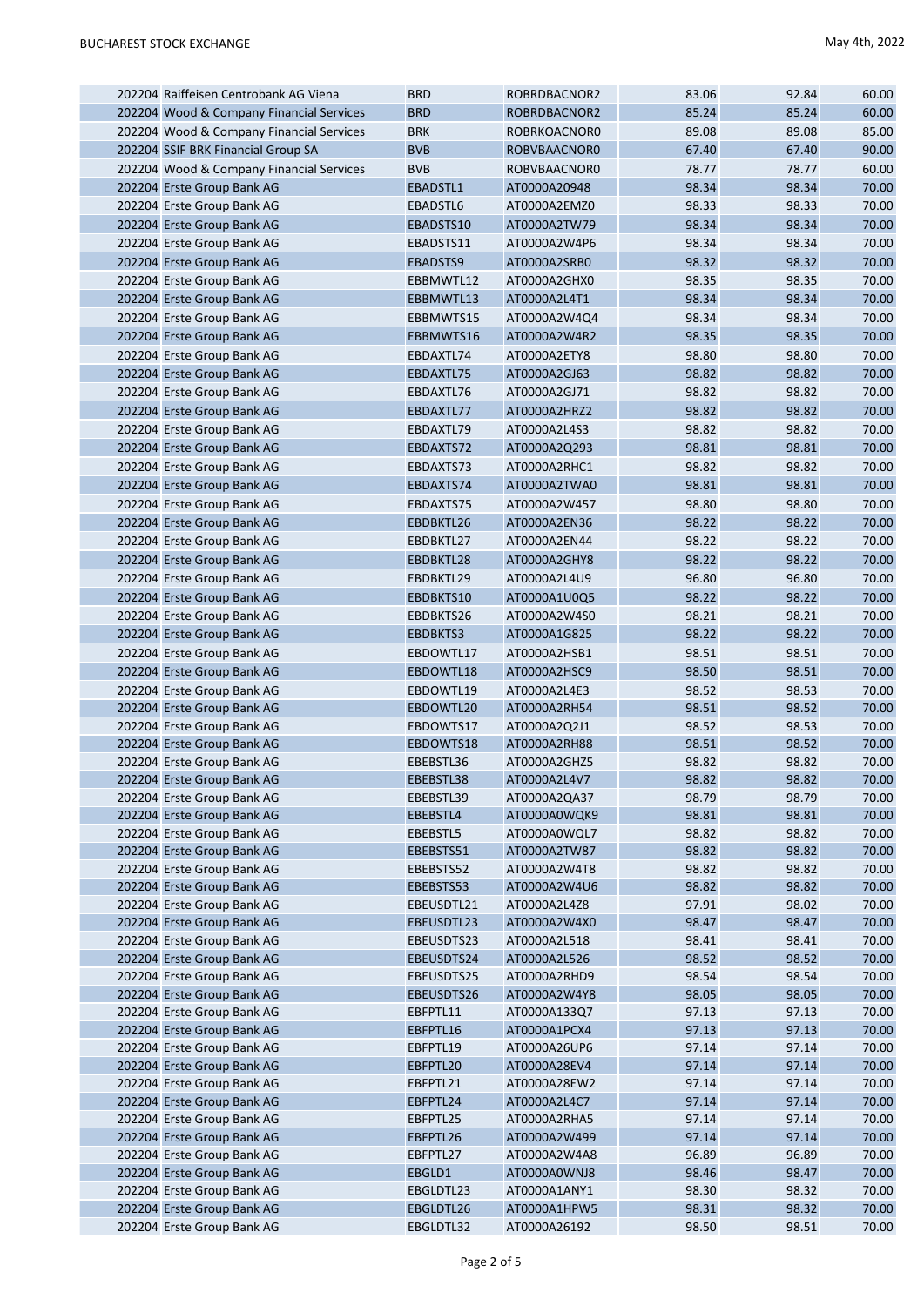| | | | | | | |
|---|---|---|---|---|---|---|
| 202204 | Raiffeisen Centrobank AG Viena | BRD | ROBRDBACNOR2 | 83.06 | 92.84 | 60.00 |
| 202204 | Wood & Company Financial Services | BRD | ROBRDBACNOR2 | 85.24 | 85.24 | 60.00 |
| 202204 | Wood & Company Financial Services | BRK | ROBRKOACNOR0 | 89.08 | 89.08 | 85.00 |
| 202204 | SSIF BRK Financial Group SA | BVB | ROBVBAACNOR0 | 67.40 | 67.40 | 90.00 |
| 202204 | Wood & Company Financial Services | BVB | ROBVBAACNOR0 | 78.77 | 78.77 | 60.00 |
| 202204 | Erste Group Bank AG | EBADSTL1 | AT0000A20948 | 98.34 | 98.34 | 70.00 |
| 202204 | Erste Group Bank AG | EBADSTL6 | AT0000A2EMZ0 | 98.33 | 98.33 | 70.00 |
| 202204 | Erste Group Bank AG | EBADSTS10 | AT0000A2TW79 | 98.34 | 98.34 | 70.00 |
| 202204 | Erste Group Bank AG | EBADSTS11 | AT0000A2W4P6 | 98.34 | 98.34 | 70.00 |
| 202204 | Erste Group Bank AG | EBADSTS9 | AT0000A2SRB0 | 98.32 | 98.32 | 70.00 |
| 202204 | Erste Group Bank AG | EBBMWTL12 | AT0000A2GHX0 | 98.35 | 98.35 | 70.00 |
| 202204 | Erste Group Bank AG | EBBMWTL13 | AT0000A2L4T1 | 98.34 | 98.34 | 70.00 |
| 202204 | Erste Group Bank AG | EBBMWTS15 | AT0000A2W4Q4 | 98.34 | 98.34 | 70.00 |
| 202204 | Erste Group Bank AG | EBBMWTS16 | AT0000A2W4R2 | 98.35 | 98.35 | 70.00 |
| 202204 | Erste Group Bank AG | EBDAXTL74 | AT0000A2ETY8 | 98.80 | 98.80 | 70.00 |
| 202204 | Erste Group Bank AG | EBDAXTL75 | AT0000A2GJ63 | 98.82 | 98.82 | 70.00 |
| 202204 | Erste Group Bank AG | EBDAXTL76 | AT0000A2GJ71 | 98.82 | 98.82 | 70.00 |
| 202204 | Erste Group Bank AG | EBDAXTL77 | AT0000A2HRZ2 | 98.82 | 98.82 | 70.00 |
| 202204 | Erste Group Bank AG | EBDAXTL79 | AT0000A2L4S3 | 98.82 | 98.82 | 70.00 |
| 202204 | Erste Group Bank AG | EBDAXTS72 | AT0000A2Q293 | 98.81 | 98.81 | 70.00 |
| 202204 | Erste Group Bank AG | EBDAXTS73 | AT0000A2RHC1 | 98.82 | 98.82 | 70.00 |
| 202204 | Erste Group Bank AG | EBDAXTS74 | AT0000A2TWA0 | 98.81 | 98.81 | 70.00 |
| 202204 | Erste Group Bank AG | EBDAXTS75 | AT0000A2W457 | 98.80 | 98.80 | 70.00 |
| 202204 | Erste Group Bank AG | EBDBKTL26 | AT0000A2EN36 | 98.22 | 98.22 | 70.00 |
| 202204 | Erste Group Bank AG | EBDBKTL27 | AT0000A2EN44 | 98.22 | 98.22 | 70.00 |
| 202204 | Erste Group Bank AG | EBDBKTL28 | AT0000A2GHY8 | 98.22 | 98.22 | 70.00 |
| 202204 | Erste Group Bank AG | EBDBKTL29 | AT0000A2L4U9 | 96.80 | 96.80 | 70.00 |
| 202204 | Erste Group Bank AG | EBDBKTS10 | AT0000A1U0Q5 | 98.22 | 98.22 | 70.00 |
| 202204 | Erste Group Bank AG | EBDBKTS26 | AT0000A2W4S0 | 98.21 | 98.21 | 70.00 |
| 202204 | Erste Group Bank AG | EBDBKTS3 | AT0000A1G825 | 98.22 | 98.22 | 70.00 |
| 202204 | Erste Group Bank AG | EBDOWTL17 | AT0000A2HSB1 | 98.51 | 98.51 | 70.00 |
| 202204 | Erste Group Bank AG | EBDOWTL18 | AT0000A2HSC9 | 98.50 | 98.51 | 70.00 |
| 202204 | Erste Group Bank AG | EBDOWTL19 | AT0000A2L4E3 | 98.52 | 98.53 | 70.00 |
| 202204 | Erste Group Bank AG | EBDOWTL20 | AT0000A2RH54 | 98.51 | 98.52 | 70.00 |
| 202204 | Erste Group Bank AG | EBDOWTS17 | AT0000A2Q2J1 | 98.52 | 98.53 | 70.00 |
| 202204 | Erste Group Bank AG | EBDOWTS18 | AT0000A2RH88 | 98.51 | 98.52 | 70.00 |
| 202204 | Erste Group Bank AG | EBEBSTL36 | AT0000A2GHZ5 | 98.82 | 98.82 | 70.00 |
| 202204 | Erste Group Bank AG | EBEBSTL38 | AT0000A2L4V7 | 98.82 | 98.82 | 70.00 |
| 202204 | Erste Group Bank AG | EBEBSTL39 | AT0000A2QA37 | 98.79 | 98.79 | 70.00 |
| 202204 | Erste Group Bank AG | EBEBSTL4 | AT0000A0WQK9 | 98.81 | 98.81 | 70.00 |
| 202204 | Erste Group Bank AG | EBEBSTL5 | AT0000A0WQL7 | 98.82 | 98.82 | 70.00 |
| 202204 | Erste Group Bank AG | EBEBSTS51 | AT0000A2TW87 | 98.82 | 98.82 | 70.00 |
| 202204 | Erste Group Bank AG | EBEBSTS52 | AT0000A2W4T8 | 98.82 | 98.82 | 70.00 |
| 202204 | Erste Group Bank AG | EBEBSTS53 | AT0000A2W4U6 | 98.82 | 98.82 | 70.00 |
| 202204 | Erste Group Bank AG | EBEUSDTL21 | AT0000A2L4Z8 | 97.91 | 98.02 | 70.00 |
| 202204 | Erste Group Bank AG | EBEUSDTL23 | AT0000A2W4X0 | 98.47 | 98.47 | 70.00 |
| 202204 | Erste Group Bank AG | EBEUSDTS23 | AT0000A2L518 | 98.41 | 98.41 | 70.00 |
| 202204 | Erste Group Bank AG | EBEUSDTS24 | AT0000A2L526 | 98.52 | 98.52 | 70.00 |
| 202204 | Erste Group Bank AG | EBEUSDTS25 | AT0000A2RHD9 | 98.54 | 98.54 | 70.00 |
| 202204 | Erste Group Bank AG | EBEUSDTS26 | AT0000A2W4Y8 | 98.05 | 98.05 | 70.00 |
| 202204 | Erste Group Bank AG | EBFPTL11 | AT0000A133Q7 | 97.13 | 97.13 | 70.00 |
| 202204 | Erste Group Bank AG | EBFPTL16 | AT0000A1PCX4 | 97.13 | 97.13 | 70.00 |
| 202204 | Erste Group Bank AG | EBFPTL19 | AT0000A26UP6 | 97.14 | 97.14 | 70.00 |
| 202204 | Erste Group Bank AG | EBFPTL20 | AT0000A28EV4 | 97.14 | 97.14 | 70.00 |
| 202204 | Erste Group Bank AG | EBFPTL21 | AT0000A28EW2 | 97.14 | 97.14 | 70.00 |
| 202204 | Erste Group Bank AG | EBFPTL24 | AT0000A2L4C7 | 97.14 | 97.14 | 70.00 |
| 202204 | Erste Group Bank AG | EBFPTL25 | AT0000A2RHA5 | 97.14 | 97.14 | 70.00 |
| 202204 | Erste Group Bank AG | EBFPTL26 | AT0000A2W499 | 97.14 | 97.14 | 70.00 |
| 202204 | Erste Group Bank AG | EBFPTL27 | AT0000A2W4A8 | 96.89 | 96.89 | 70.00 |
| 202204 | Erste Group Bank AG | EBGLD1 | AT0000A0WNJ8 | 98.46 | 98.47 | 70.00 |
| 202204 | Erste Group Bank AG | EBGLDTL23 | AT0000A1ANY1 | 98.30 | 98.32 | 70.00 |
| 202204 | Erste Group Bank AG | EBGLDTL26 | AT0000A1HPW5 | 98.31 | 98.32 | 70.00 |
| 202204 | Erste Group Bank AG | EBGLDTL32 | AT0000A26192 | 98.50 | 98.51 | 70.00 |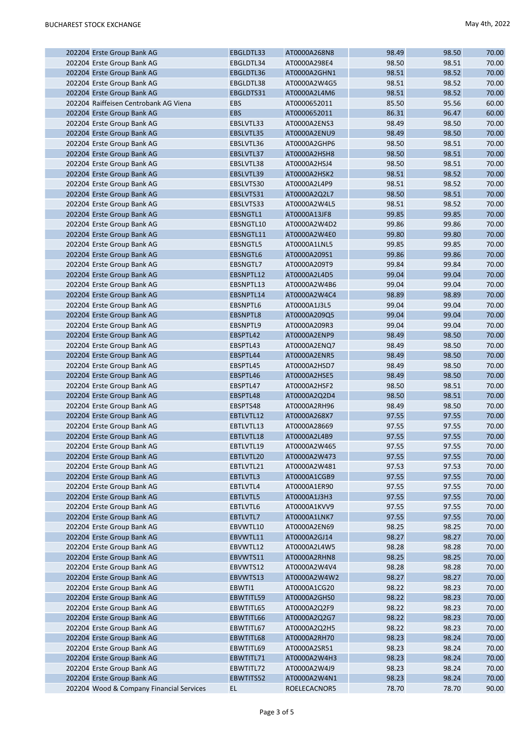| | | | | | | |
|---|---|---|---|---|---|---|
| 202204 | Erste Group Bank AG | EBGLDTL33 | AT0000A268N8 | 98.49 | 98.50 | 70.00 |
| 202204 | Erste Group Bank AG | EBGLDTL34 | AT0000A298E4 | 98.50 | 98.51 | 70.00 |
| 202204 | Erste Group Bank AG | EBGLDTL36 | AT0000A2GHN1 | 98.51 | 98.52 | 70.00 |
| 202204 | Erste Group Bank AG | EBGLDTL38 | AT0000A2W4G5 | 98.51 | 98.52 | 70.00 |
| 202204 | Erste Group Bank AG | EBGLDTS31 | AT0000A2L4M6 | 98.51 | 98.52 | 70.00 |
| 202204 | Raiffeisen Centrobank AG Viena | EBS | AT0000652011 | 85.50 | 95.56 | 60.00 |
| 202204 | Erste Group Bank AG | EBS | AT0000652011 | 86.31 | 96.47 | 60.00 |
| 202204 | Erste Group Bank AG | EBSLVTL33 | AT0000A2ENS3 | 98.49 | 98.50 | 70.00 |
| 202204 | Erste Group Bank AG | EBSLVTL35 | AT0000A2ENU9 | 98.49 | 98.50 | 70.00 |
| 202204 | Erste Group Bank AG | EBSLVTL36 | AT0000A2GHP6 | 98.50 | 98.51 | 70.00 |
| 202204 | Erste Group Bank AG | EBSLVTL37 | AT0000A2HSH8 | 98.50 | 98.51 | 70.00 |
| 202204 | Erste Group Bank AG | EBSLVTL38 | AT0000A2HSJ4 | 98.50 | 98.51 | 70.00 |
| 202204 | Erste Group Bank AG | EBSLVTL39 | AT0000A2HSK2 | 98.51 | 98.52 | 70.00 |
| 202204 | Erste Group Bank AG | EBSLVTS30 | AT0000A2L4P9 | 98.51 | 98.52 | 70.00 |
| 202204 | Erste Group Bank AG | EBSLVTS31 | AT0000A2Q2L7 | 98.50 | 98.51 | 70.00 |
| 202204 | Erste Group Bank AG | EBSLVTS33 | AT0000A2W4L5 | 98.51 | 98.52 | 70.00 |
| 202204 | Erste Group Bank AG | EBSNGTL1 | AT0000A13JF8 | 99.85 | 99.85 | 70.00 |
| 202204 | Erste Group Bank AG | EBSNGTL10 | AT0000A2W4D2 | 99.86 | 99.86 | 70.00 |
| 202204 | Erste Group Bank AG | EBSNGTL11 | AT0000A2W4E0 | 99.80 | 99.80 | 70.00 |
| 202204 | Erste Group Bank AG | EBSNGTL5 | AT0000A1LNL5 | 99.85 | 99.85 | 70.00 |
| 202204 | Erste Group Bank AG | EBSNGTL6 | AT0000A209S1 | 99.86 | 99.86 | 70.00 |
| 202204 | Erste Group Bank AG | EBSNGTL7 | AT0000A209T9 | 99.84 | 99.84 | 70.00 |
| 202204 | Erste Group Bank AG | EBSNPTL12 | AT0000A2L4D5 | 99.04 | 99.04 | 70.00 |
| 202204 | Erste Group Bank AG | EBSNPTL13 | AT0000A2W4B6 | 99.04 | 99.04 | 70.00 |
| 202204 | Erste Group Bank AG | EBSNPTL14 | AT0000A2W4C4 | 98.89 | 98.89 | 70.00 |
| 202204 | Erste Group Bank AG | EBSNPTL6 | AT0000A1J3L5 | 99.04 | 99.04 | 70.00 |
| 202204 | Erste Group Bank AG | EBSNPTL8 | AT0000A209Q5 | 99.04 | 99.04 | 70.00 |
| 202204 | Erste Group Bank AG | EBSNPTL9 | AT0000A209R3 | 99.04 | 99.04 | 70.00 |
| 202204 | Erste Group Bank AG | EBSPTL42 | AT0000A2ENP9 | 98.49 | 98.50 | 70.00 |
| 202204 | Erste Group Bank AG | EBSPTL43 | AT0000A2ENQ7 | 98.49 | 98.50 | 70.00 |
| 202204 | Erste Group Bank AG | EBSPTL44 | AT0000A2ENR5 | 98.49 | 98.50 | 70.00 |
| 202204 | Erste Group Bank AG | EBSPTL45 | AT0000A2HSD7 | 98.49 | 98.50 | 70.00 |
| 202204 | Erste Group Bank AG | EBSPTL46 | AT0000A2HSE5 | 98.49 | 98.50 | 70.00 |
| 202204 | Erste Group Bank AG | EBSPTL47 | AT0000A2HSF2 | 98.50 | 98.51 | 70.00 |
| 202204 | Erste Group Bank AG | EBSPTL48 | AT0000A2Q2D4 | 98.50 | 98.51 | 70.00 |
| 202204 | Erste Group Bank AG | EBSPTS48 | AT0000A2RH96 | 98.49 | 98.50 | 70.00 |
| 202204 | Erste Group Bank AG | EBTLVTL12 | AT0000A268X7 | 97.55 | 97.55 | 70.00 |
| 202204 | Erste Group Bank AG | EBTLVTL13 | AT0000A28669 | 97.55 | 97.55 | 70.00 |
| 202204 | Erste Group Bank AG | EBTLVTL18 | AT0000A2L4B9 | 97.55 | 97.55 | 70.00 |
| 202204 | Erste Group Bank AG | EBTLVTL19 | AT0000A2W465 | 97.55 | 97.55 | 70.00 |
| 202204 | Erste Group Bank AG | EBTLVTL20 | AT0000A2W473 | 97.55 | 97.55 | 70.00 |
| 202204 | Erste Group Bank AG | EBTLVTL21 | AT0000A2W481 | 97.53 | 97.53 | 70.00 |
| 202204 | Erste Group Bank AG | EBTLVTL3 | AT0000A1CGB9 | 97.55 | 97.55 | 70.00 |
| 202204 | Erste Group Bank AG | EBTLVTL4 | AT0000A1ER90 | 97.55 | 97.55 | 70.00 |
| 202204 | Erste Group Bank AG | EBTLVTL5 | AT0000A1J3H3 | 97.55 | 97.55 | 70.00 |
| 202204 | Erste Group Bank AG | EBTLVTL6 | AT0000A1KVV9 | 97.55 | 97.55 | 70.00 |
| 202204 | Erste Group Bank AG | EBTLVTL7 | AT0000A1LNK7 | 97.55 | 97.55 | 70.00 |
| 202204 | Erste Group Bank AG | EBVWTL10 | AT0000A2EN69 | 98.25 | 98.25 | 70.00 |
| 202204 | Erste Group Bank AG | EBVWTL11 | AT0000A2GJ14 | 98.27 | 98.27 | 70.00 |
| 202204 | Erste Group Bank AG | EBVWTL12 | AT0000A2L4W5 | 98.28 | 98.28 | 70.00 |
| 202204 | Erste Group Bank AG | EBVWTS11 | AT0000A2RHN8 | 98.25 | 98.25 | 70.00 |
| 202204 | Erste Group Bank AG | EBVWTS12 | AT0000A2W4V4 | 98.28 | 98.28 | 70.00 |
| 202204 | Erste Group Bank AG | EBVWTS13 | AT0000A2W4W2 | 98.27 | 98.27 | 70.00 |
| 202204 | Erste Group Bank AG | EBWTI1 | AT0000A1CG20 | 98.22 | 98.23 | 70.00 |
| 202204 | Erste Group Bank AG | EBWTITL59 | AT0000A2GHS0 | 98.22 | 98.23 | 70.00 |
| 202204 | Erste Group Bank AG | EBWTITL65 | AT0000A2Q2F9 | 98.22 | 98.23 | 70.00 |
| 202204 | Erste Group Bank AG | EBWTITL66 | AT0000A2Q2G7 | 98.22 | 98.23 | 70.00 |
| 202204 | Erste Group Bank AG | EBWTITL67 | AT0000A2Q2H5 | 98.22 | 98.23 | 70.00 |
| 202204 | Erste Group Bank AG | EBWTITL68 | AT0000A2RH70 | 98.23 | 98.24 | 70.00 |
| 202204 | Erste Group Bank AG | EBWTITL69 | AT0000A2SR51 | 98.23 | 98.24 | 70.00 |
| 202204 | Erste Group Bank AG | EBWTITL71 | AT0000A2W4H3 | 98.23 | 98.24 | 70.00 |
| 202204 | Erste Group Bank AG | EBWTITL72 | AT0000A2W4J9 | 98.23 | 98.24 | 70.00 |
| 202204 | Erste Group Bank AG | EBWTITS52 | AT0000A2W4N1 | 98.23 | 98.24 | 70.00 |
| 202204 | Wood & Company Financial Services | EL | ROELECACNOR5 | 78.70 | 78.70 | 90.00 |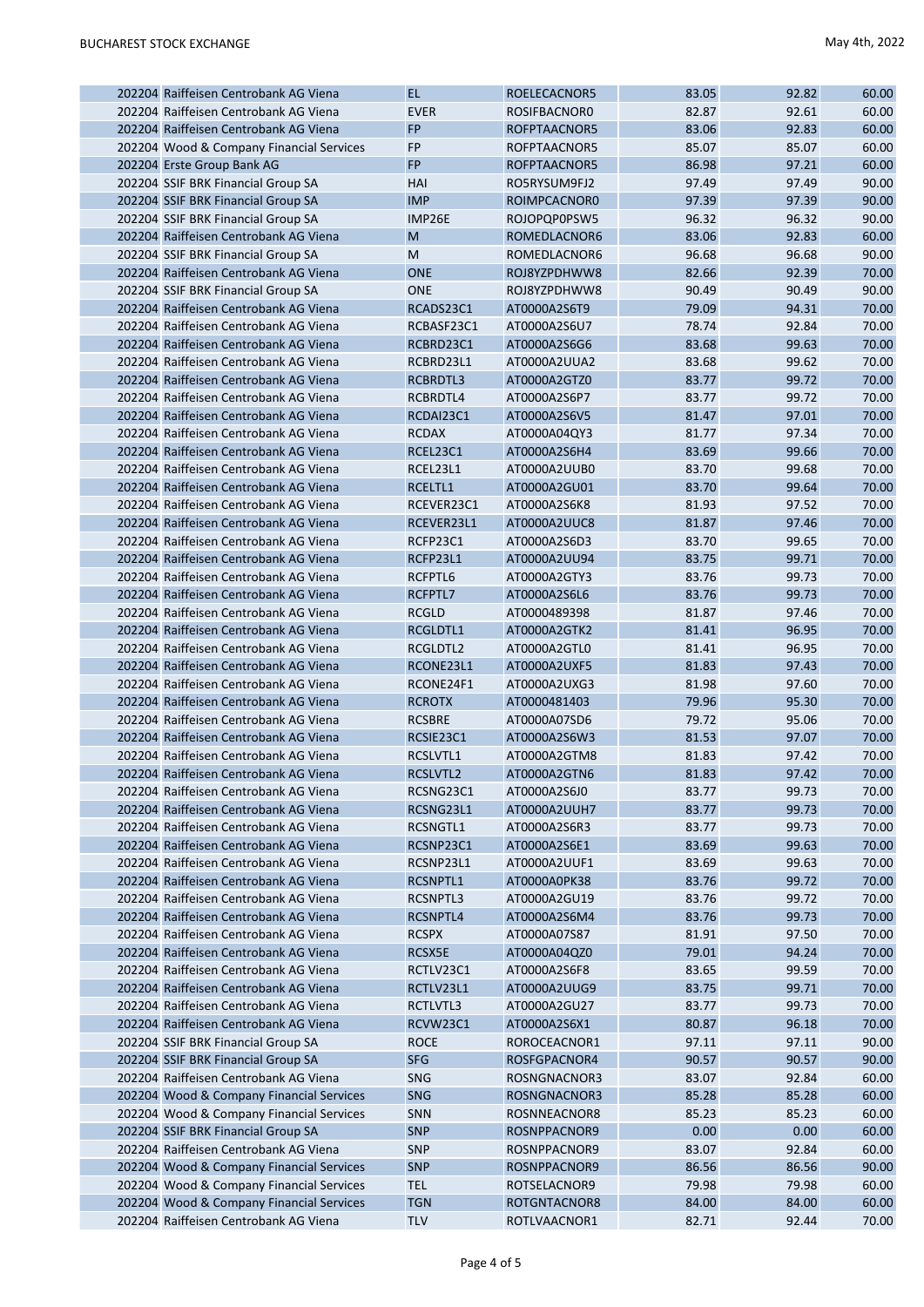| | | | | | | |
|---|---|---|---|---|---|---|
| 202204 | Raiffeisen Centrobank AG Viena | EL | ROELECACNOR5 | 83.05 | 92.82 | 60.00 |
| 202204 | Raiffeisen Centrobank AG Viena | EVER | ROSIFBACNOR0 | 82.87 | 92.61 | 60.00 |
| 202204 | Raiffeisen Centrobank AG Viena | FP | ROFPTAACNOR5 | 83.06 | 92.83 | 60.00 |
| 202204 | Wood & Company Financial Services | FP | ROFPTAACNOR5 | 85.07 | 85.07 | 60.00 |
| 202204 | Erste Group Bank AG | FP | ROFPTAACNOR5 | 86.98 | 97.21 | 60.00 |
| 202204 | SSIF BRK Financial Group SA | HAI | RO5RYSUM9FJ2 | 97.49 | 97.49 | 90.00 |
| 202204 | SSIF BRK Financial Group SA | IMP | ROIMPCACNOR0 | 97.39 | 97.39 | 90.00 |
| 202204 | SSIF BRK Financial Group SA | IMP26E | ROJOPQP0PSW5 | 96.32 | 96.32 | 90.00 |
| 202204 | Raiffeisen Centrobank AG Viena | M | ROMEDLACNOR6 | 83.06 | 92.83 | 60.00 |
| 202204 | SSIF BRK Financial Group SA | M | ROMEDLACNOR6 | 96.68 | 96.68 | 90.00 |
| 202204 | Raiffeisen Centrobank AG Viena | ONE | ROJ8YZPDHWW8 | 82.66 | 92.39 | 70.00 |
| 202204 | SSIF BRK Financial Group SA | ONE | ROJ8YZPDHWW8 | 90.49 | 90.49 | 90.00 |
| 202204 | Raiffeisen Centrobank AG Viena | RCADS23C1 | AT0000A2S6T9 | 79.09 | 94.31 | 70.00 |
| 202204 | Raiffeisen Centrobank AG Viena | RCBASF23C1 | AT0000A2S6U7 | 78.74 | 92.84 | 70.00 |
| 202204 | Raiffeisen Centrobank AG Viena | RCBRD23C1 | AT0000A2S6G6 | 83.68 | 99.63 | 70.00 |
| 202204 | Raiffeisen Centrobank AG Viena | RCBRD23L1 | AT0000A2UUA2 | 83.68 | 99.62 | 70.00 |
| 202204 | Raiffeisen Centrobank AG Viena | RCBRDTL3 | AT0000A2GTZ0 | 83.77 | 99.72 | 70.00 |
| 202204 | Raiffeisen Centrobank AG Viena | RCBRDTL4 | AT0000A2S6P7 | 83.77 | 99.72 | 70.00 |
| 202204 | Raiffeisen Centrobank AG Viena | RCDAI23C1 | AT0000A2S6V5 | 81.47 | 97.01 | 70.00 |
| 202204 | Raiffeisen Centrobank AG Viena | RCDAX | AT0000A04QY3 | 81.77 | 97.34 | 70.00 |
| 202204 | Raiffeisen Centrobank AG Viena | RCEL23C1 | AT0000A2S6H4 | 83.69 | 99.66 | 70.00 |
| 202204 | Raiffeisen Centrobank AG Viena | RCEL23L1 | AT0000A2UUB0 | 83.70 | 99.68 | 70.00 |
| 202204 | Raiffeisen Centrobank AG Viena | RCELTL1 | AT0000A2GU01 | 83.70 | 99.64 | 70.00 |
| 202204 | Raiffeisen Centrobank AG Viena | RCEVER23C1 | AT0000A2S6K8 | 81.93 | 97.52 | 70.00 |
| 202204 | Raiffeisen Centrobank AG Viena | RCEVER23L1 | AT0000A2UUC8 | 81.87 | 97.46 | 70.00 |
| 202204 | Raiffeisen Centrobank AG Viena | RCFP23C1 | AT0000A2S6D3 | 83.70 | 99.65 | 70.00 |
| 202204 | Raiffeisen Centrobank AG Viena | RCFP23L1 | AT0000A2UU94 | 83.75 | 99.71 | 70.00 |
| 202204 | Raiffeisen Centrobank AG Viena | RCFPTL6 | AT0000A2GTY3 | 83.76 | 99.73 | 70.00 |
| 202204 | Raiffeisen Centrobank AG Viena | RCFPTL7 | AT0000A2S6L6 | 83.76 | 99.73 | 70.00 |
| 202204 | Raiffeisen Centrobank AG Viena | RCGLD | AT0000489398 | 81.87 | 97.46 | 70.00 |
| 202204 | Raiffeisen Centrobank AG Viena | RCGLDTL1 | AT0000A2GTK2 | 81.41 | 96.95 | 70.00 |
| 202204 | Raiffeisen Centrobank AG Viena | RCGLDTL2 | AT0000A2GTL0 | 81.41 | 96.95 | 70.00 |
| 202204 | Raiffeisen Centrobank AG Viena | RCONE23L1 | AT0000A2UXF5 | 81.83 | 97.43 | 70.00 |
| 202204 | Raiffeisen Centrobank AG Viena | RCONE24F1 | AT0000A2UXG3 | 81.98 | 97.60 | 70.00 |
| 202204 | Raiffeisen Centrobank AG Viena | RCROTX | AT0000481403 | 79.96 | 95.30 | 70.00 |
| 202204 | Raiffeisen Centrobank AG Viena | RCSBRE | AT0000A07SD6 | 79.72 | 95.06 | 70.00 |
| 202204 | Raiffeisen Centrobank AG Viena | RCSIE23C1 | AT0000A2S6W3 | 81.53 | 97.07 | 70.00 |
| 202204 | Raiffeisen Centrobank AG Viena | RCSLVTL1 | AT0000A2GTM8 | 81.83 | 97.42 | 70.00 |
| 202204 | Raiffeisen Centrobank AG Viena | RCSLVTL2 | AT0000A2GTN6 | 81.83 | 97.42 | 70.00 |
| 202204 | Raiffeisen Centrobank AG Viena | RCSNG23C1 | AT0000A2S6J0 | 83.77 | 99.73 | 70.00 |
| 202204 | Raiffeisen Centrobank AG Viena | RCSNG23L1 | AT0000A2UUH7 | 83.77 | 99.73 | 70.00 |
| 202204 | Raiffeisen Centrobank AG Viena | RCSNGTL1 | AT0000A2S6R3 | 83.77 | 99.73 | 70.00 |
| 202204 | Raiffeisen Centrobank AG Viena | RCSNP23C1 | AT0000A2S6E1 | 83.69 | 99.63 | 70.00 |
| 202204 | Raiffeisen Centrobank AG Viena | RCSNP23L1 | AT0000A2UUF1 | 83.69 | 99.63 | 70.00 |
| 202204 | Raiffeisen Centrobank AG Viena | RCSNPTL1 | AT0000A0PK38 | 83.76 | 99.72 | 70.00 |
| 202204 | Raiffeisen Centrobank AG Viena | RCSNPTL3 | AT0000A2GU19 | 83.76 | 99.72 | 70.00 |
| 202204 | Raiffeisen Centrobank AG Viena | RCSNPTL4 | AT0000A2S6M4 | 83.76 | 99.73 | 70.00 |
| 202204 | Raiffeisen Centrobank AG Viena | RCSPX | AT0000A07S87 | 81.91 | 97.50 | 70.00 |
| 202204 | Raiffeisen Centrobank AG Viena | RCSX5E | AT0000A04QZ0 | 79.01 | 94.24 | 70.00 |
| 202204 | Raiffeisen Centrobank AG Viena | RCTLV23C1 | AT0000A2S6F8 | 83.65 | 99.59 | 70.00 |
| 202204 | Raiffeisen Centrobank AG Viena | RCTLV23L1 | AT0000A2UUG9 | 83.75 | 99.71 | 70.00 |
| 202204 | Raiffeisen Centrobank AG Viena | RCTLVTL3 | AT0000A2GU27 | 83.77 | 99.73 | 70.00 |
| 202204 | Raiffeisen Centrobank AG Viena | RCVW23C1 | AT0000A2S6X1 | 80.87 | 96.18 | 70.00 |
| 202204 | SSIF BRK Financial Group SA | ROCE | ROROCEACNOR1 | 97.11 | 97.11 | 90.00 |
| 202204 | SSIF BRK Financial Group SA | SFG | ROSFGPACNOR4 | 90.57 | 90.57 | 90.00 |
| 202204 | Raiffeisen Centrobank AG Viena | SNG | ROSNGNACNOR3 | 83.07 | 92.84 | 60.00 |
| 202204 | Wood & Company Financial Services | SNG | ROSNGNACNOR3 | 85.28 | 85.28 | 60.00 |
| 202204 | Wood & Company Financial Services | SNN | ROSNNEACNOR8 | 85.23 | 85.23 | 60.00 |
| 202204 | SSIF BRK Financial Group SA | SNP | ROSNPPACNOR9 | 0.00 | 0.00 | 60.00 |
| 202204 | Raiffeisen Centrobank AG Viena | SNP | ROSNPPACNOR9 | 83.07 | 92.84 | 60.00 |
| 202204 | Wood & Company Financial Services | SNP | ROSNPPACNOR9 | 86.56 | 86.56 | 90.00 |
| 202204 | Wood & Company Financial Services | TEL | ROTSELACNOR9 | 79.98 | 79.98 | 60.00 |
| 202204 | Wood & Company Financial Services | TGN | ROTGNTACNOR8 | 84.00 | 84.00 | 60.00 |
| 202204 | Raiffeisen Centrobank AG Viena | TLV | ROTLVAACNOR1 | 82.71 | 92.44 | 70.00 |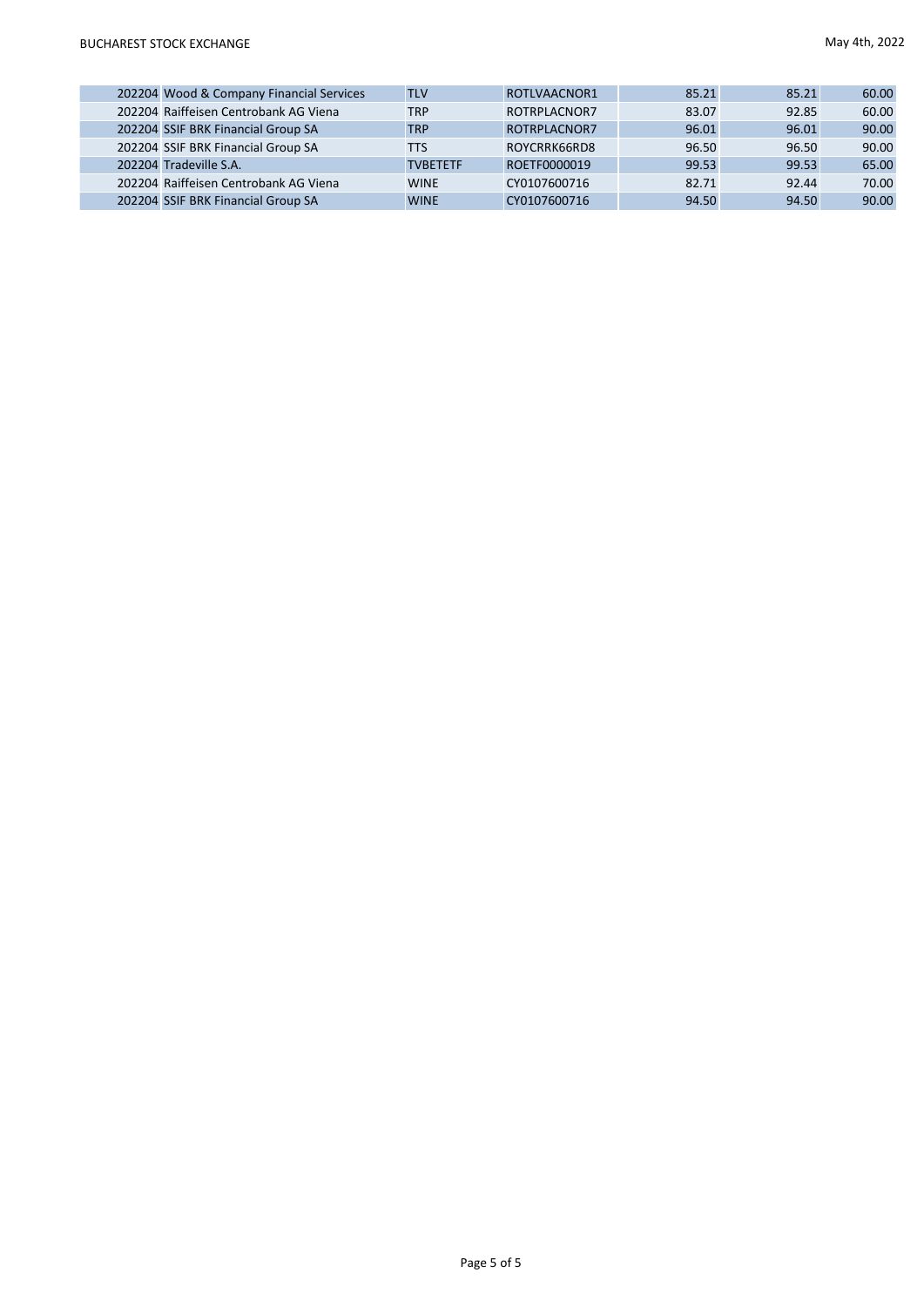| | | | | | | |
|---|---|---|---|---|---|---|
| 202204 | Wood & Company Financial Services | TLV | ROTLVAACNOR1 | 85.21 | 85.21 | 60.00 |
| 202204 | Raiffeisen Centrobank AG Viena | TRP | ROTRPLACNOR7 | 83.07 | 92.85 | 60.00 |
| 202204 | SSIF BRK Financial Group SA | TRP | ROTRPLACNOR7 | 96.01 | 96.01 | 90.00 |
| 202204 | SSIF BRK Financial Group SA | TTS | ROYCRRK66RD8 | 96.50 | 96.50 | 90.00 |
| 202204 | Tradeville S.A. | TVBETETF | ROETF0000019 | 99.53 | 99.53 | 65.00 |
| 202204 | Raiffeisen Centrobank AG Viena | WINE | CY0107600716 | 82.71 | 92.44 | 70.00 |
| 202204 | SSIF BRK Financial Group SA | WINE | CY0107600716 | 94.50 | 94.50 | 90.00 |